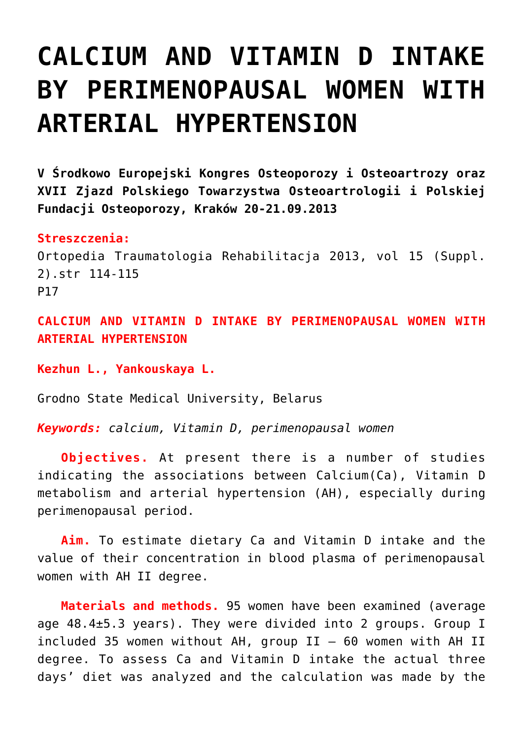# CALCIUM AND VITAMIN D INTAKE BY PERIMENOPAUSAL WOMEN WITH ARTERIAL HYPERTENSION

**V Środkowo Europejski Kongres Osteoporozy i Osteoartrozy oraz XVII Zjazd Polskiego Towarzystwa Osteoartrologii i Polskiej Fundacji Osteoporozy, Kraków 20-21.09.2013**

**Streszczenia:**
Ortopedia Traumatologia Rehabilitacja 2013, vol 15 (Suppl. 2).str 114-115
P17

**CALCIUM AND VITAMIN D INTAKE BY PERIMENOPAUSAL WOMEN WITH ARTERIAL HYPERTENSION**

**Kezhun L., Yankouskaya L.**

Grodno State Medical University, Belarus

***Keywords:*** *calcium, Vitamin D, perimenopausal women*

**Objectives.** At present there is a number of studies indicating the associations between Calcium(Ca), Vitamin D metabolism and arterial hypertension (AH), especially during perimenopausal period.

**Aim.** To estimate dietary Ca and Vitamin D intake and the value of their concentration in blood plasma of perimenopausal women with AH II degree.

**Materials and methods.** 95 women have been examined (average age 48.4±5.3 years). They were divided into 2 groups. Group I included 35 women without AH, group II – 60 women with AH II degree. To assess Ca and Vitamin D intake the actual three days' diet was analyzed and the calculation was made by the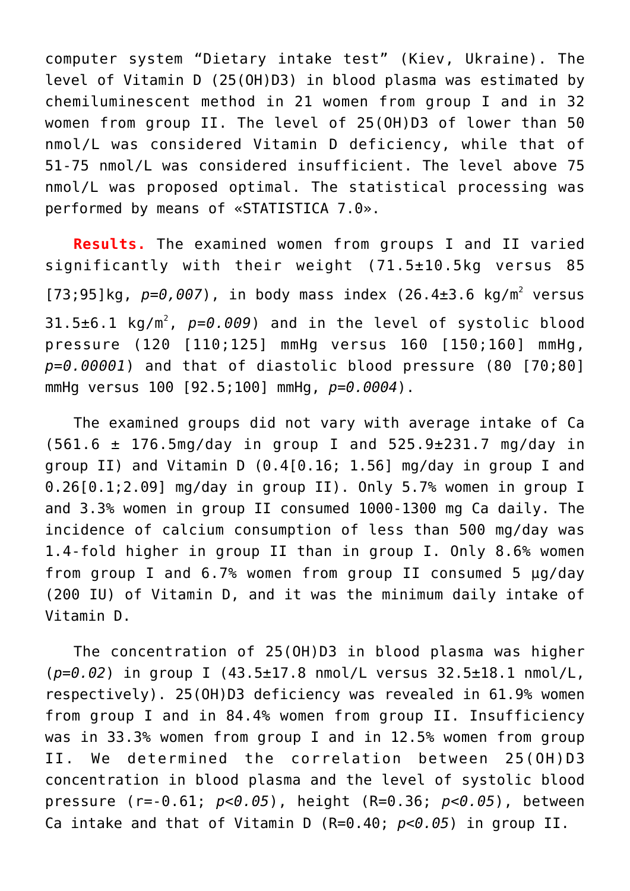computer system "Dietary intake test" (Kiev, Ukraine). The level of Vitamin D (25(OH)D3) in blood plasma was estimated by chemiluminescent method in 21 women from group I and in 32 women from group II. The level of 25(OH)D3 of lower than 50 nmol/L was considered Vitamin D deficiency, while that of 51-75 nmol/L was considered insufficient. The level above 75 nmol/L was proposed optimal. The statistical processing was performed by means of «STATISTICA 7.0».

**Results.** The examined women from groups I and II varied significantly with their weight (71.5±10.5kg versus 85 [73;95]kg, *p=0,007*), in body mass index (26.4±3.6 kg/$m^2$ versus 31.5±6.1 kg/$m^2$, *p=0.009*) and in the level of systolic blood pressure (120 [110;125] mmHg versus 160 [150;160] mmHg, *p=0.00001*) and that of diastolic blood pressure (80 [70;80] mmHg versus 100 [92.5;100] mmHg, *p=0.0004*).

The examined groups did not vary with average intake of Ca (561.6 ± 176.5mg/day in group I and 525.9±231.7 mg/day in group II) and Vitamin D (0.4[0.16; 1.56] mg/day in group I and 0.26[0.1;2.09] mg/day in group II). Only 5.7% women in group I and 3.3% women in group II consumed 1000-1300 mg Ca daily. The incidence of calcium consumption of less than 500 mg/day was 1.4-fold higher in group II than in group I. Only 8.6% women from group I and 6.7% women from group II consumed 5 µg/day (200 IU) of Vitamin D, and it was the minimum daily intake of Vitamin D.

The concentration of 25(OH)D3 in blood plasma was higher (*p=0.02*) in group I (43.5±17.8 nmol/L versus 32.5±18.1 nmol/L, respectively). 25(OH)D3 deficiency was revealed in 61.9% women from group I and in 84.4% women from group II. Insufficiency was in 33.3% women from group I and in 12.5% women from group II. We determined the correlation between 25(OH)D3 concentration in blood plasma and the level of systolic blood pressure (r=-0.61; *p<0.05*), height (R=0.36; *p<0.05*), between Ca intake and that of Vitamin D (R=0.40; *p<0.05*) in group II.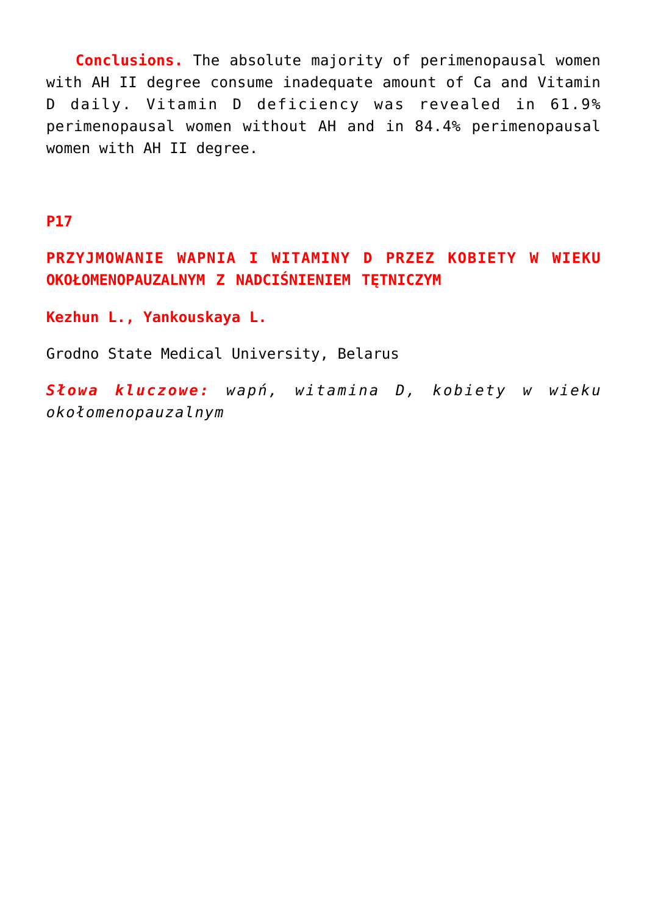**Conclusions.** The absolute majority of perimenopausal women with AH II degree consume inadequate amount of Ca and Vitamin D daily. Vitamin D deficiency was revealed in 61.9% perimenopausal women without AH and in 84.4% perimenopausal women with AH II degree.

## P17

## PRZYJMOWANIE WAPNIA I WITAMINY D PRZEZ KOBIETY W WIEKU OKOŁOMENOPAUZALNYM Z NADCIŚNIENIEM TĘTNICZYM

**Kezhun L., Yankouskaya L.**

Grodno State Medical University, Belarus

***Słowa kluczowe:*** *wapń, witamina D, kobiety w wieku okołomenopauzalnym*